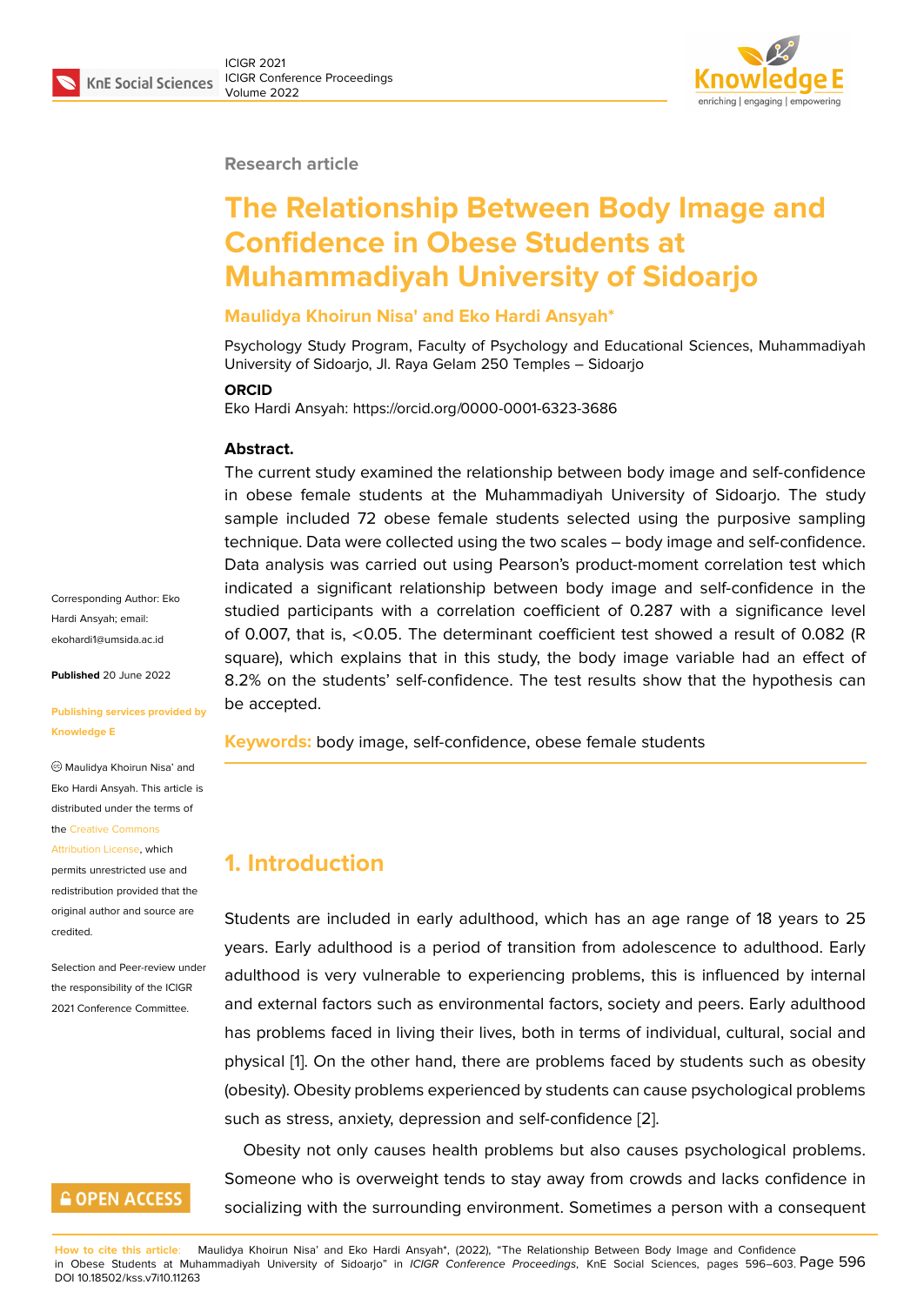Research article

# The Relationship Between Body Image and Confidence in Obese Students at Muhammadiyah University of Sidoarjo

**Maulidya Khoirun Nisa' and Eko Hardi Ansyah***

Psychology Study Program, Faculty of Psychology and Educational Sciences, Muhammadiyah University of Sidoarjo, Jl. Raya Gelam 250 Temples – Sidoarjo

**ORCID**

Eko Hardi Ansyah: https://orcid.org/0000-0001-6323-3686

Corresponding Author: Eko Hardi Ansyah; email: ekohardi1@umsida.ac.id

**Published** 20 June 2022

**Publishing services provided by Knowledge E**

© Maulidya Khoirun Nisa' and Eko Hardi Ansyah. This article is distributed under the terms of the Creative Commons Attribution License, which permits unrestricted use and redistribution provided that the original author and source are credited.

Selection and Peer-review under the responsibility of the ICIGR 2021 Conference Committee.

**Abstract.**

The current study examined the relationship between body image and self-confidence in obese female students at the Muhammadiyah University of Sidoarjo. The study sample included 72 obese female students selected using the purposive sampling technique. Data were collected using the two scales – body image and self-confidence. Data analysis was carried out using Pearson's product-moment correlation test which indicated a significant relationship between body image and self-confidence in the studied participants with a correlation coefficient of 0.287 with a significance level of 0.007, that is, <0.05. The determinant coefficient test showed a result of 0.082 (R square), which explains that in this study, the body image variable had an effect of 8.2% on the students' self-confidence. The test results show that the hypothesis can be accepted.

**Keywords:** body image, self-confidence, obese female students

## 1. Introduction

Students are included in early adulthood, which has an age range of 18 years to 25 years. Early adulthood is a period of transition from adolescence to adulthood. Early adulthood is very vulnerable to experiencing problems, this is influenced by internal and external factors such as environmental factors, society and peers. Early adulthood has problems faced in living their lives, both in terms of individual, cultural, social and physical [1]. On the other hand, there are problems faced by students such as obesity (obesity). Obesity problems experienced by students can cause psychological problems such as stress, anxiety, depression and self-confidence [2].

Obesity not only causes health problems but also causes psychological problems. Someone who is overweight tends to stay away from crowds and lacks confidence in socializing with the surrounding environment. Sometimes a person with a consequent

**How to cite this article**: Maulidya Khoirun Nisa' and Eko Hardi Ansyah*, (2022), "The Relationship Between Body Image and Confidence in Obese Students at Muhammadiyah University of Sidoarjo" in *ICIGR Conference Proceedings*, KnE Social Sciences, pages 596–603. DOI 10.18502/kss.v7i10.11263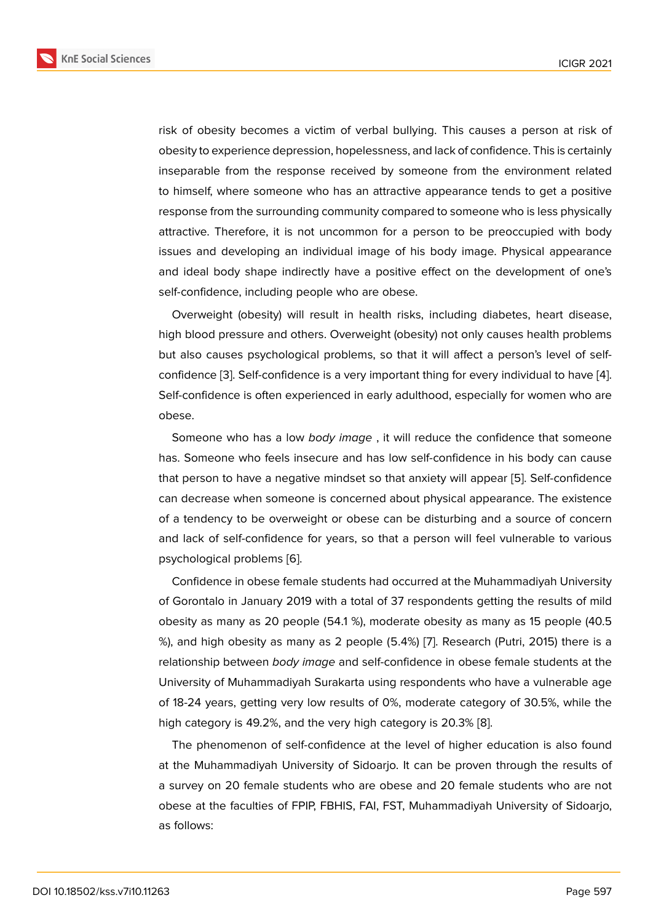risk of obesity becomes a victim of verbal bullying. This causes a person at risk of obesity to experience depression, hopelessness, and lack of confidence. This is certainly inseparable from the response received by someone from the environment related to himself, where someone who has an attractive appearance tends to get a positive response from the surrounding community compared to someone who is less physically attractive. Therefore, it is not uncommon for a person to be preoccupied with body issues and developing an individual image of his body image. Physical appearance and ideal body shape indirectly have a positive effect on the development of one's self-confidence, including people who are obese.

Overweight (obesity) will result in health risks, including diabetes, heart disease, high blood pressure and others. Overweight (obesity) not only causes health problems but also causes psychological problems, so that it will affect a person's level of self-confidence [3]. Self-confidence is a very important thing for every individual to have [4]. Self-confidence is often experienced in early adulthood, especially for women who are obese.

Someone who has a low *body image* , it will reduce the confidence that someone has. Someone who feels insecure and has low self-confidence in his body can cause that person to have a negative mindset so that anxiety will appear [5]. Self-confidence can decrease when someone is concerned about physical appearance. The existence of a tendency to be overweight or obese can be disturbing and a source of concern and lack of self-confidence for years, so that a person will feel vulnerable to various psychological problems [6].

Confidence in obese female students had occurred at the Muhammadiyah University of Gorontalo in January 2019 with a total of 37 respondents getting the results of mild obesity as many as 20 people (54.1 %), moderate obesity as many as 15 people (40.5 %), and high obesity as many as 2 people (5.4%) [7]. Research (Putri, 2015) there is a relationship between *body image* and self-confidence in obese female students at the University of Muhammadiyah Surakarta using respondents who have a vulnerable age of 18-24 years, getting very low results of 0%, moderate category of 30.5%, while the high category is 49.2%, and the very high category is 20.3% [8].

The phenomenon of self-confidence at the level of higher education is also found at the Muhammadiyah University of Sidoarjo. It can be proven through the results of a survey on 20 female students who are obese and 20 female students who are not obese at the faculties of FPIP, FBHIS, FAI, FST, Muhammadiyah University of Sidoarjo, as follows: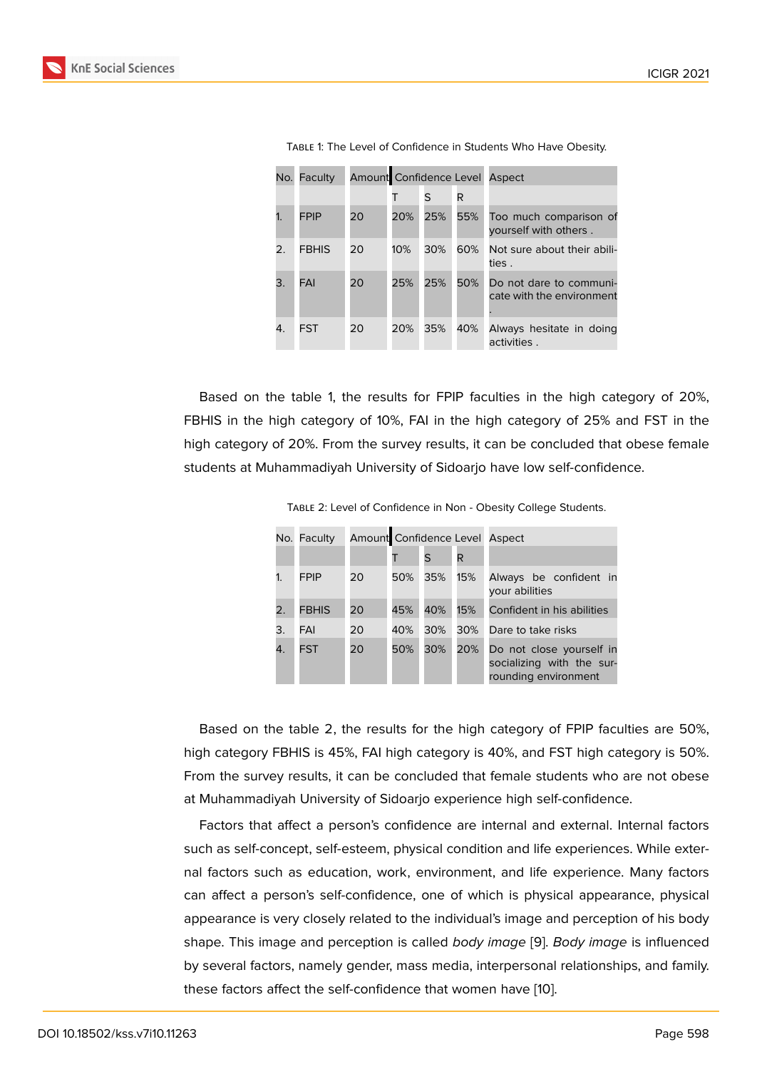Table 1: The Level of Confidence in Students Who Have Obesity.

| No. | Faculty | Amount | Confidence Level | | | Aspect |
|---|---|---|---|---|---|---|
| | | | T | S | R | |
| 1. | FPIP | 20 | 20% | 25% | 55% | Too much comparison of yourself with others . |
| 2. | FBHIS | 20 | 10% | 30% | 60% | Not sure about their abilities . |
| 3. | FAI | 20 | 25% | 25% | 50% | Do not dare to communicate with the environment . |
| 4. | FST | 20 | 20% | 35% | 40% | Always hesitate in doing activities . |

Based on the table 1, the results for FPIP faculties in the high category of 20%, FBHIS in the high category of 10%, FAI in the high category of 25% and FST in the high category of 20%. From the survey results, it can be concluded that obese female students at Muhammadiyah University of Sidoarjo have low self-confidence.

Table 2: Level of Confidence in Non - Obesity College Students.

| No. | Faculty | Amount | Confidence Level | | | Aspect |
|---|---|---|---|---|---|---|
| | | | T | S | R | |
| 1. | FPIP | 20 | 50% | 35% | 15% | Always be confident in your abilities |
| 2. | FBHIS | 20 | 45% | 40% | 15% | Confident in his abilities |
| 3. | FAI | 20 | 40% | 30% | 30% | Dare to take risks |
| 4. | FST | 20 | 50% | 30% | 20% | Do not close yourself in socializing with the surrounding environment |

Based on the table 2, the results for the high category of FPIP faculties are 50%, high category FBHIS is 45%, FAI high category is 40%, and FST high category is 50%. From the survey results, it can be concluded that female students who are not obese at Muhammadiyah University of Sidoarjo experience high self-confidence.

Factors that affect a person's confidence are internal and external. Internal factors such as self-concept, self-esteem, physical condition and life experiences. While external factors such as education, work, environment, and life experience. Many factors can affect a person's self-confidence, one of which is physical appearance, physical appearance is very closely related to the individual's image and perception of his body shape. This image and perception is called *body image* [9]. *Body image* is influenced by several factors, namely gender, mass media, interpersonal relationships, and family. these factors affect the self-confidence that women have [10].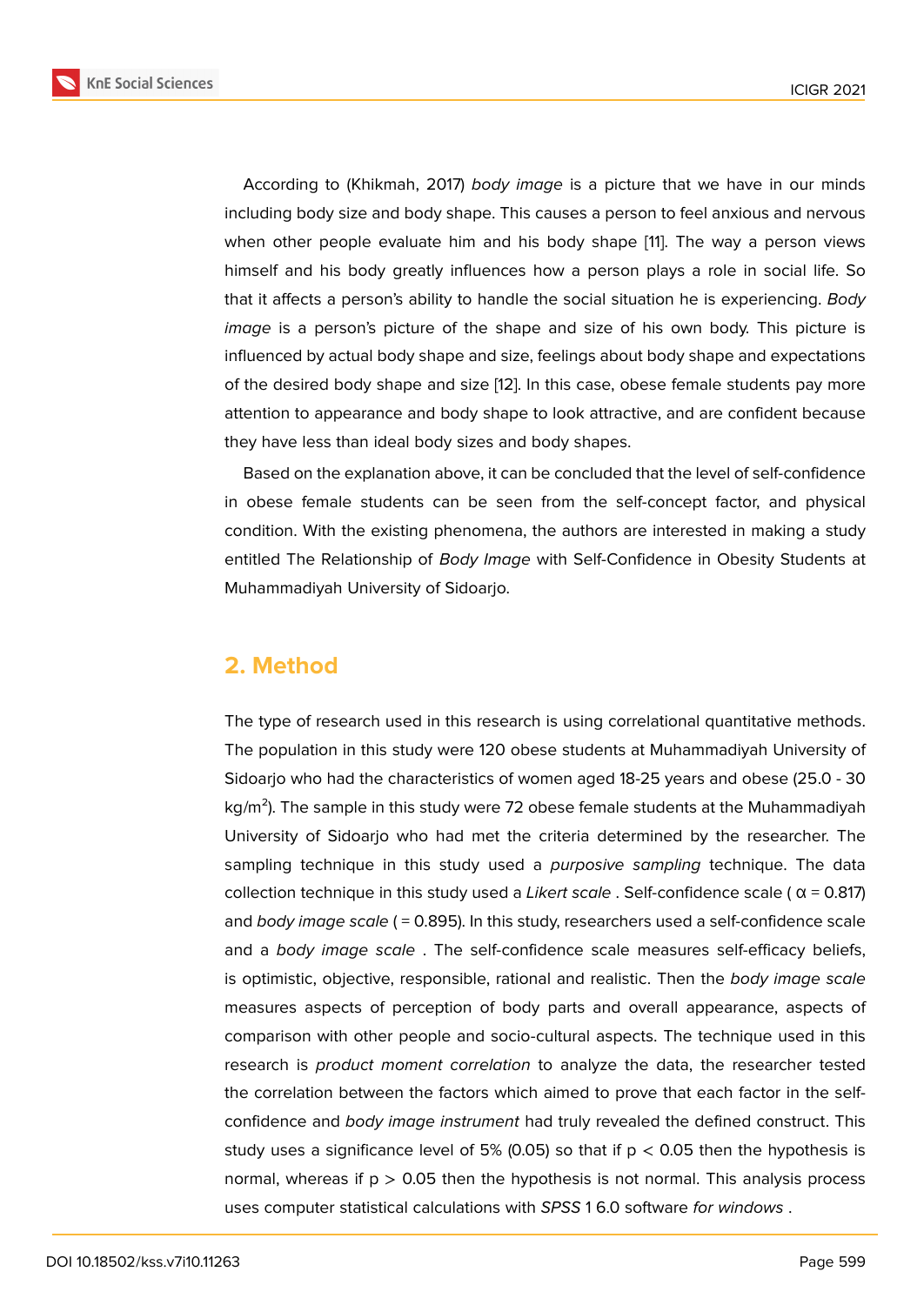According to (Khikmah, 2017) *body image* is a picture that we have in our minds including body size and body shape. This causes a person to feel anxious and nervous when other people evaluate him and his body shape [11]. The way a person views himself and his body greatly influences how a person plays a role in social life. So that it affects a person's ability to handle the social situation he is experiencing. *Body image* is a person's picture of the shape and size of his own body. This picture is influenced by actual body shape and size, feelings about body shape and expectations of the desired body shape and size [12]. In this case, obese female students pay more attention to appearance and body shape to look attractive, and are confident because they have less than ideal body sizes and body shapes.

Based on the explanation above, it can be concluded that the level of self-confidence in obese female students can be seen from the self-concept factor, and physical condition. With the existing phenomena, the authors are interested in making a study entitled The Relationship of *Body Image* with Self-Confidence in Obesity Students at Muhammadiyah University of Sidoarjo.

## 2. Method

The type of research used in this research is using correlational quantitative methods. The population in this study were 120 obese students at Muhammadiyah University of Sidoarjo who had the characteristics of women aged 18-25 years and obese (25.0 - 30 kg/m$^2$). The sample in this study were 72 obese female students at the Muhammadiyah University of Sidoarjo who had met the criteria determined by the researcher. The sampling technique in this study used a *purposive sampling* technique. The data collection technique in this study used a *Likert scale* . Self-confidence scale ( $\alpha$ = 0.817) and *body image scale* ( = 0.895). In this study, researchers used a self-confidence scale and a *body image scale* . The self-confidence scale measures self-efficacy beliefs, is optimistic, objective, responsible, rational and realistic. Then the *body image scale* measures aspects of perception of body parts and overall appearance, aspects of comparison with other people and socio-cultural aspects. The technique used in this research is *product moment correlation* to analyze the data, the researcher tested the correlation between the factors which aimed to prove that each factor in the self-confidence and *body image instrument* had truly revealed the defined construct. This study uses a significance level of 5% (0.05) so that if $p < 0.05$ then the hypothesis is normal, whereas if $p > 0.05$ then the hypothesis is not normal. This analysis process uses computer statistical calculations with *SPSS* 1 6.0 software *for windows* .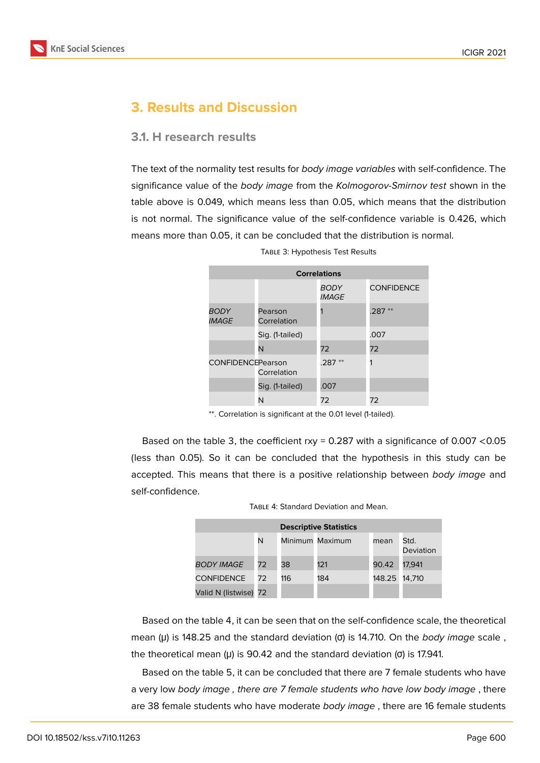## 3. Results and Discussion

### 3.1. H research results

The text of the normality test results for *body image variables* with self-confidence. The significance value of the *body image* from the *Kolmogorov-Smirnov test* shown in the table above is 0.049, which means less than 0.05, which means that the distribution is not normal. The significance value of the self-confidence variable is 0.426, which means more than 0.05, it can be concluded that the distribution is normal.

TABLE 3: Hypothesis Test Results

| Correlations | | | |
|---|---|---|---|
| | | *BODY IMAGE* | CONFIDENCE |
| *BODY IMAGE* | Pearson Correlation | 1 | .287 ** |
| | Sig. (1-tailed) | | .007 |
| | N | 72 | 72 |
| CONFIDENCE | Pearson Correlation | .287 ** | 1 |
| | Sig. (1-tailed) | .007 | |
| | N | 72 | 72 |

**. Correlation is significant at the 0.01 level (1-tailed).

Based on the table 3, the coefficient rxy = 0.287 with a significance of 0.007 <0.05 (less than 0.05). So it can be concluded that the hypothesis in this study can be accepted. This means that there is a positive relationship between *body image* and self-confidence.

TABLE 4: Standard Deviation and Mean.

| Descriptive Statistics | | | | | |
|---|---|---|---|---|---|
| | N | Minimum | Maximum | mean | Std. Deviation |
| *BODY IMAGE* | 72 | 38 | 121 | 90.42 | 17,941 |
| CONFIDENCE | 72 | 116 | 184 | 148.25 | 14,710 |
| Valid N (listwise) | 72 | | | | |

Based on the table 4, it can be seen that on the self-confidence scale, the theoretical mean (μ) is 148.25 and the standard deviation (σ) is 14.710. On the *body image* scale , the theoretical mean (μ) is 90.42 and the standard deviation (σ) is 17.941.

Based on the table 5, it can be concluded that there are 7 female students who have a very low *body image , there are 7 female students who have low body image* , there are 38 female students who have moderate *body image* , there are 16 female students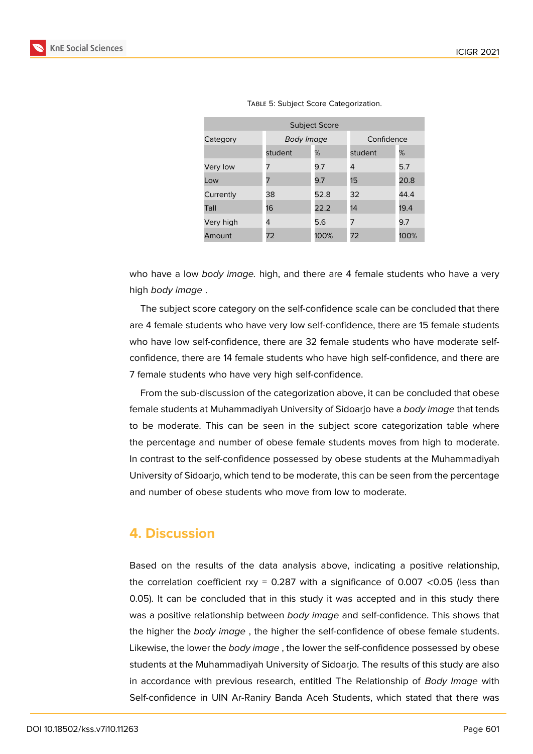Table 5: Subject Score Categorization.

| Subject Score | | | | |
|---|---|---|---|---|
| Category | *Body Image* | | Confidence | |
| | student | % | student | % |
| Very low | 7 | 9.7 | 4 | 5.7 |
| Low | 7 | 9.7 | 15 | 20.8 |
| Currently | 38 | 52.8 | 32 | 44.4 |
| Tall | 16 | 22.2 | 14 | 19.4 |
| Very high | 4 | 5.6 | 7 | 9.7 |
| Amount | 72 | 100% | 72 | 100% |

who have a low *body image.* high, and there are 4 female students who have a very high *body image* .

The subject score category on the self-confidence scale can be concluded that there are 4 female students who have very low self-confidence, there are 15 female students who have low self-confidence, there are 32 female students who have moderate self-confidence, there are 14 female students who have high self-confidence, and there are 7 female students who have very high self-confidence.

From the sub-discussion of the categorization above, it can be concluded that obese female students at Muhammadiyah University of Sidoarjo have a *body image* that tends to be moderate. This can be seen in the subject score categorization table where the percentage and number of obese female students moves from high to moderate. In contrast to the self-confidence possessed by obese students at the Muhammadiyah University of Sidoarjo, which tend to be moderate, this can be seen from the percentage and number of obese students who move from low to moderate.

## 4. Discussion

Based on the results of the data analysis above, indicating a positive relationship, the correlation coefficient rxy = 0.287 with a significance of 0.007 <0.05 (less than 0.05). It can be concluded that in this study it was accepted and in this study there was a positive relationship between *body image* and self-confidence. This shows that the higher the *body image* , the higher the self-confidence of obese female students. Likewise, the lower the *body image* , the lower the self-confidence possessed by obese students at the Muhammadiyah University of Sidoarjo. The results of this study are also in accordance with previous research, entitled The Relationship of *Body Image* with Self-confidence in UIN Ar-Raniry Banda Aceh Students, which stated that there was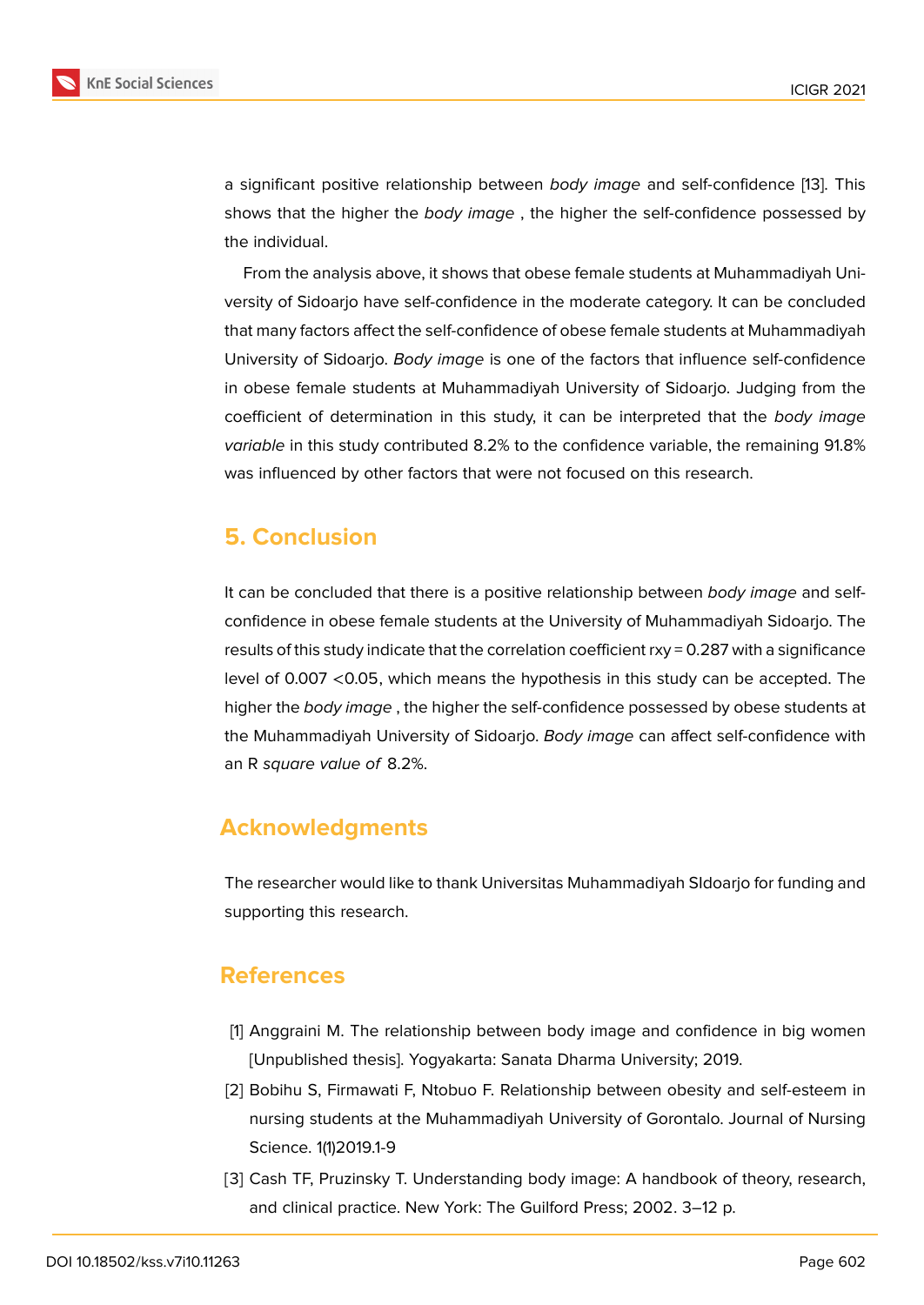a significant positive relationship between *body image* and self-confidence [13]. This shows that the higher the *body image* , the higher the self-confidence possessed by the individual.

From the analysis above, it shows that obese female students at Muhammadiyah University of Sidoarjo have self-confidence in the moderate category. It can be concluded that many factors affect the self-confidence of obese female students at Muhammadiyah University of Sidoarjo. *Body image* is one of the factors that influence self-confidence in obese female students at Muhammadiyah University of Sidoarjo. Judging from the coefficient of determination in this study, it can be interpreted that the *body image variable* in this study contributed 8.2% to the confidence variable, the remaining 91.8% was influenced by other factors that were not focused on this research.

## 5. Conclusion

It can be concluded that there is a positive relationship between *body image* and self-confidence in obese female students at the University of Muhammadiyah Sidoarjo. The results of this study indicate that the correlation coefficient rxy = 0.287 with a significance level of 0.007 <0.05, which means the hypothesis in this study can be accepted. The higher the *body image* , the higher the self-confidence possessed by obese students at the Muhammadiyah University of Sidoarjo. *Body image* can affect self-confidence with an R *square value of* 8.2%.

## Acknowledgments

The researcher would like to thank Universitas Muhammadiyah SIdoarjo for funding and supporting this research.

## References

[1] Anggraini M. The relationship between body image and confidence in big women [Unpublished thesis]. Yogyakarta: Sanata Dharma University; 2019.

[2] Bobihu S, Firmawati F, Ntobuo F. Relationship between obesity and self-esteem in nursing students at the Muhammadiyah University of Gorontalo. Journal of Nursing Science. 1(1)2019.1-9

[3] Cash TF, Pruzinsky T. Understanding body image: A handbook of theory, research, and clinical practice. New York: The Guilford Press; 2002. 3–12 p.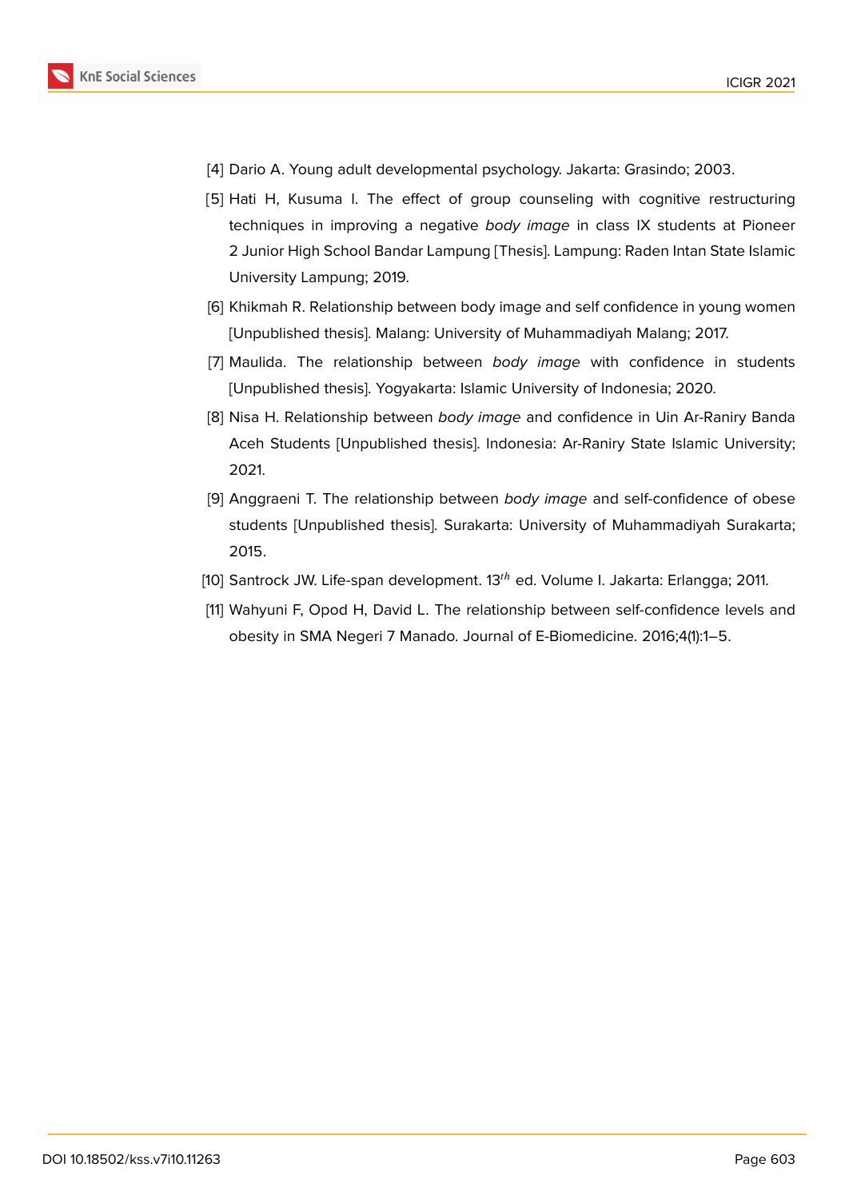[4] Dario A. Young adult developmental psychology. Jakarta: Grasindo; 2003.

[5] Hati H, Kusuma I. The effect of group counseling with cognitive restructuring techniques in improving a negative *body image* in class IX students at Pioneer 2 Junior High School Bandar Lampung [Thesis]. Lampung: Raden Intan State Islamic University Lampung; 2019.

[6] Khikmah R. Relationship between body image and self confidence in young women [Unpublished thesis]. Malang: University of Muhammadiyah Malang; 2017.

[7] Maulida. The relationship between *body image* with confidence in students [Unpublished thesis]. Yogyakarta: Islamic University of Indonesia; 2020.

[8] Nisa H. Relationship between *body image* and confidence in Uin Ar-Raniry Banda Aceh Students [Unpublished thesis]. Indonesia: Ar-Raniry State Islamic University; 2021.

[9] Anggraeni T. The relationship between *body image* and self-confidence of obese students [Unpublished thesis]. Surakarta: University of Muhammadiyah Surakarta; 2015.

[10] Santrock JW. Life-span development. $13^{th}$ ed. Volume I. Jakarta: Erlangga; 2011.

[11] Wahyuni F, Opod H, David L. The relationship between self-confidence levels and obesity in SMA Negeri 7 Manado. Journal of E-Biomedicine. 2016;4(1):1–5.